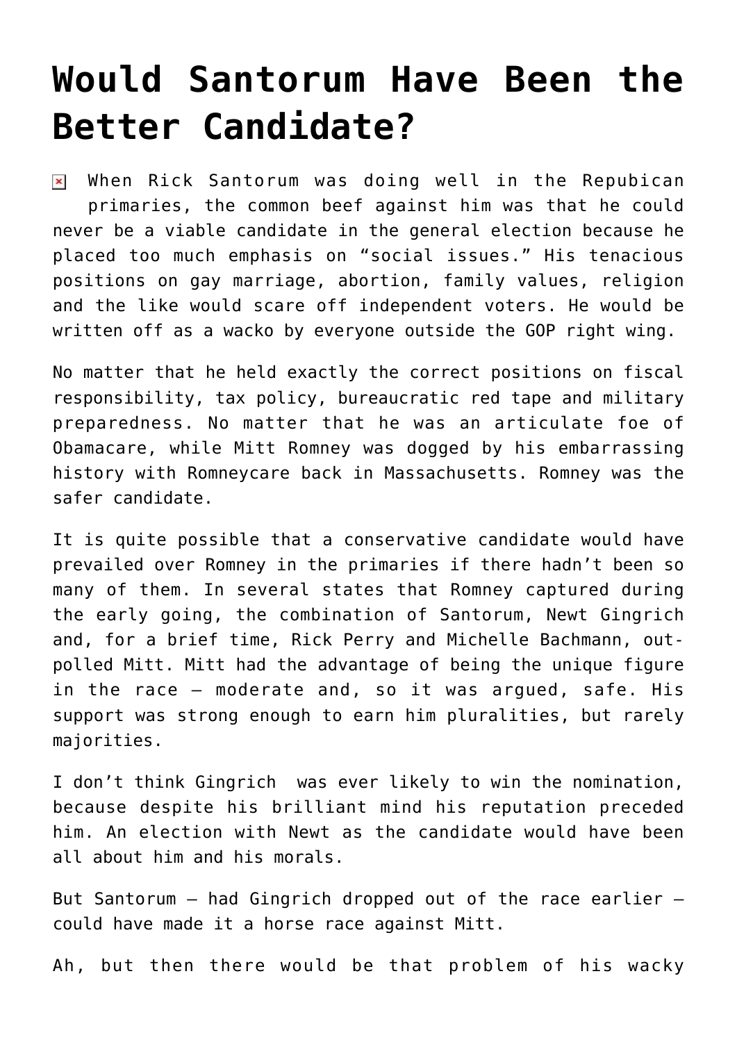# Would Santorum Have Been the Better Candidate?

When Rick Santorum was doing well in the Repubican primaries, the common beef against him was that he could never be a viable candidate in the general election because he placed too much emphasis on "social issues." His tenacious positions on gay marriage, abortion, family values, religion and the like would scare off independent voters. He would be written off as a wacko by everyone outside the GOP right wing.

No matter that he held exactly the correct positions on fiscal responsibility, tax policy, bureaucratic red tape and military preparedness. No matter that he was an articulate foe of Obamacare, while Mitt Romney was dogged by his embarrassing history with Romneycare back in Massachusetts. Romney was the safer candidate.

It is quite possible that a conservative candidate would have prevailed over Romney in the primaries if there hadn't been so many of them. In several states that Romney captured during the early going, the combination of Santorum, Newt Gingrich and, for a brief time, Rick Perry and Michelle Bachmann, out-polled Mitt. Mitt had the advantage of being the unique figure in the race — moderate and, so it was argued, safe. His support was strong enough to earn him pluralities, but rarely majorities.

I don't think Gingrich was ever likely to win the nomination, because despite his brilliant mind his reputation preceded him. An election with Newt as the candidate would have been all about him and his morals.

But Santorum — had Gingrich dropped out of the race earlier — could have made it a horse race against Mitt.

Ah, but then there would be that problem of his wacky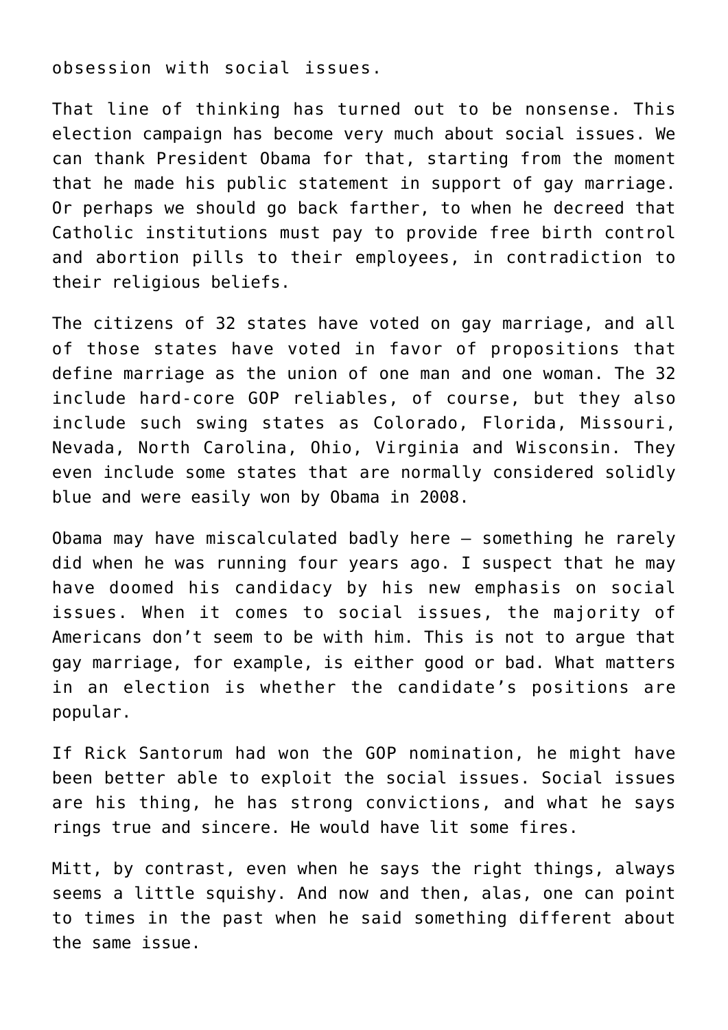obsession with social issues.

That line of thinking has turned out to be nonsense. This election campaign has become very much about social issues. We can thank President Obama for that, starting from the moment that he made his public statement in support of gay marriage. Or perhaps we should go back farther, to when he decreed that Catholic institutions must pay to provide free birth control and abortion pills to their employees, in contradiction to their religious beliefs.

The citizens of 32 states have voted on gay marriage, and all of those states have voted in favor of propositions that define marriage as the union of one man and one woman. The 32 include hard-core GOP reliables, of course, but they also include such swing states as Colorado, Florida, Missouri, Nevada, North Carolina, Ohio, Virginia and Wisconsin. They even include some states that are normally considered solidly blue and were easily won by Obama in 2008.

Obama may have miscalculated badly here – something he rarely did when he was running four years ago. I suspect that he may have doomed his candidacy by his new emphasis on social issues. When it comes to social issues, the majority of Americans don't seem to be with him. This is not to argue that gay marriage, for example, is either good or bad. What matters in an election is whether the candidate's positions are popular.

If Rick Santorum had won the GOP nomination, he might have been better able to exploit the social issues. Social issues are his thing, he has strong convictions, and what he says rings true and sincere. He would have lit some fires.

Mitt, by contrast, even when he says the right things, always seems a little squishy. And now and then, alas, one can point to times in the past when he said something different about the same issue.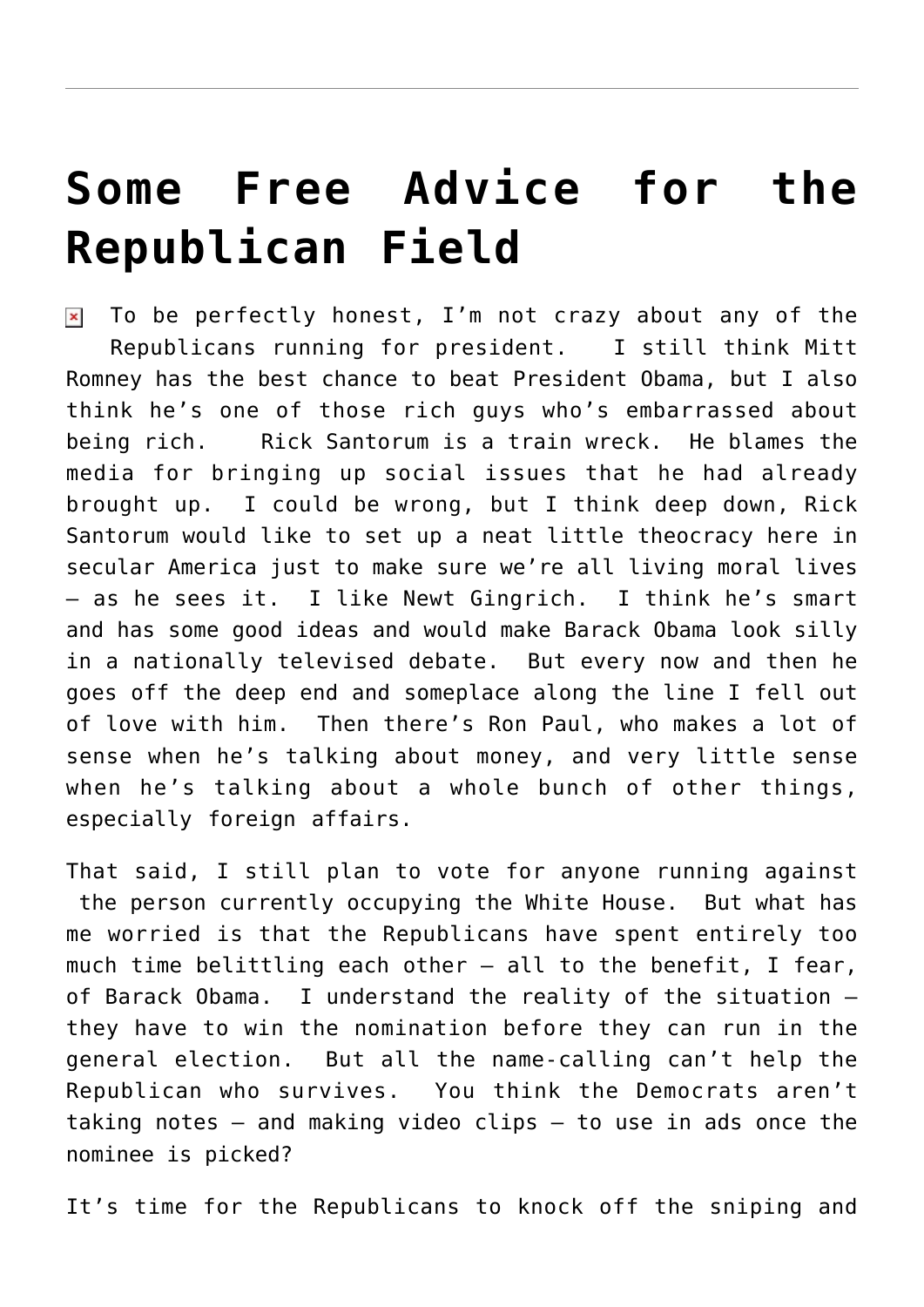# Some Free Advice for the Republican Field

To be perfectly honest, I'm not crazy about any of the Republicans running for president. I still think Mitt Romney has the best chance to beat President Obama, but I also think he's one of those rich guys who's embarrassed about being rich. Rick Santorum is a train wreck. He blames the media for bringing up social issues that he had already brought up. I could be wrong, but I think deep down, Rick Santorum would like to set up a neat little theocracy here in secular America just to make sure we're all living moral lives – as he sees it. I like Newt Gingrich. I think he's smart and has some good ideas and would make Barack Obama look silly in a nationally televised debate. But every now and then he goes off the deep end and someplace along the line I fell out of love with him. Then there's Ron Paul, who makes a lot of sense when he's talking about money, and very little sense when he's talking about a whole bunch of other things, especially foreign affairs.

That said, I still plan to vote for anyone running against the person currently occupying the White House. But what has me worried is that the Republicans have spent entirely too much time belittling each other – all to the benefit, I fear, of Barack Obama. I understand the reality of the situation – they have to win the nomination before they can run in the general election. But all the name-calling can't help the Republican who survives. You think the Democrats aren't taking notes – and making video clips – to use in ads once the nominee is picked?

It's time for the Republicans to knock off the sniping and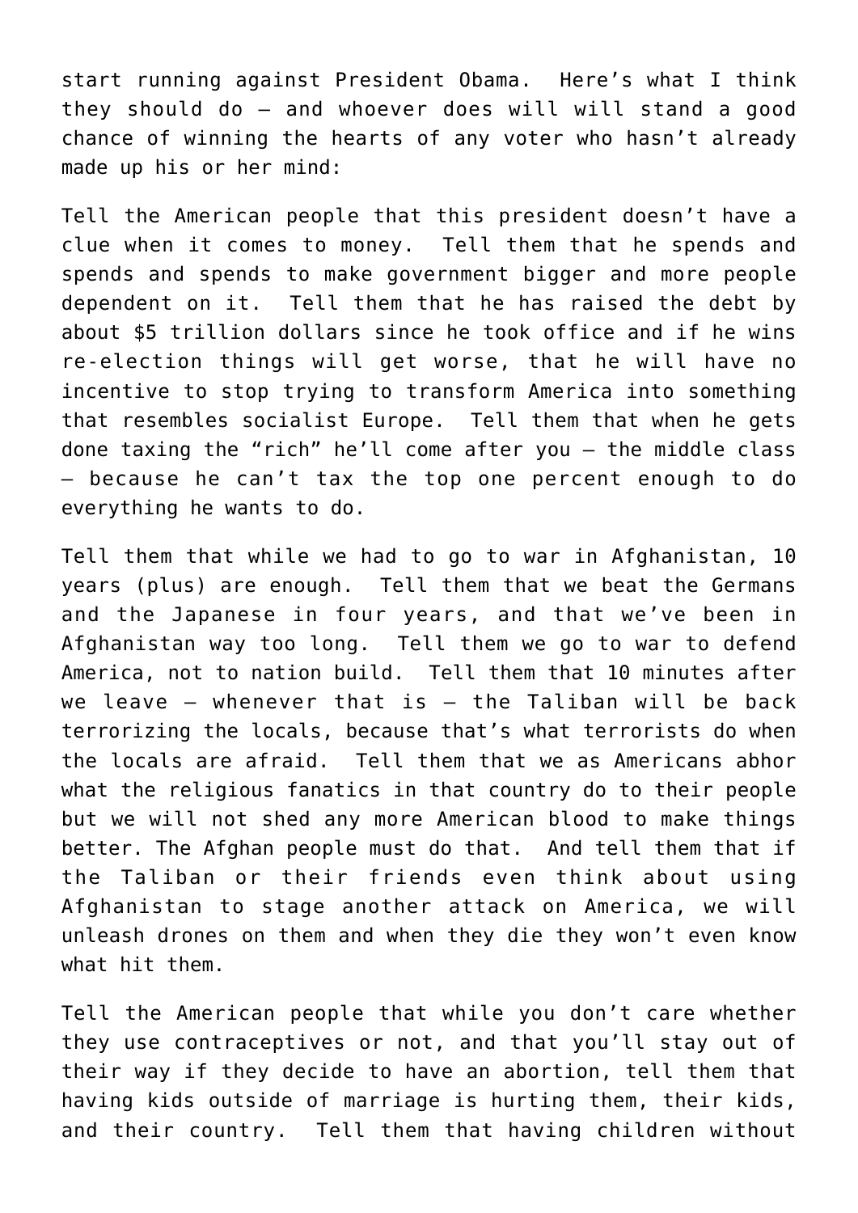start running against President Obama. Here's what I think they should do – and whoever does will will stand a good chance of winning the hearts of any voter who hasn't already made up his or her mind:

Tell the American people that this president doesn't have a clue when it comes to money. Tell them that he spends and spends and spends to make government bigger and more people dependent on it. Tell them that he has raised the debt by about $5 trillion dollars since he took office and if he wins re-election things will get worse, that he will have no incentive to stop trying to transform America into something that resembles socialist Europe. Tell them that when he gets done taxing the "rich" he'll come after you – the middle class – because he can't tax the top one percent enough to do everything he wants to do.

Tell them that while we had to go to war in Afghanistan, 10 years (plus) are enough. Tell them that we beat the Germans and the Japanese in four years, and that we've been in Afghanistan way too long. Tell them we go to war to defend America, not to nation build. Tell them that 10 minutes after we leave – whenever that is – the Taliban will be back terrorizing the locals, because that's what terrorists do when the locals are afraid. Tell them that we as Americans abhor what the religious fanatics in that country do to their people but we will not shed any more American blood to make things better. The Afghan people must do that. And tell them that if the Taliban or their friends even think about using Afghanistan to stage another attack on America, we will unleash drones on them and when they die they won't even know what hit them.

Tell the American people that while you don't care whether they use contraceptives or not, and that you'll stay out of their way if they decide to have an abortion, tell them that having kids outside of marriage is hurting them, their kids, and their country. Tell them that having children without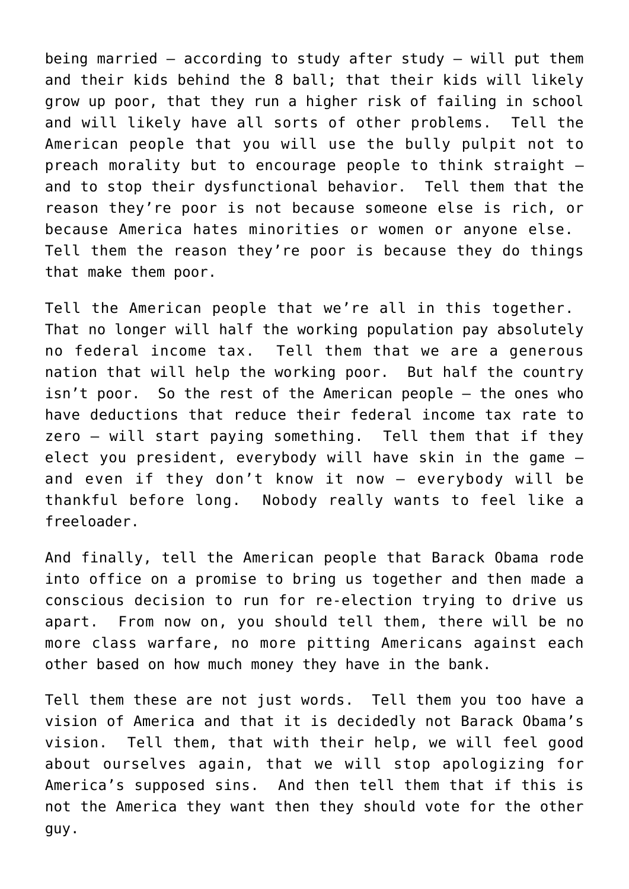being married — according to study after study — will put them and their kids behind the 8 ball; that their kids will likely grow up poor, that they run a higher risk of failing in school and will likely have all sorts of other problems. Tell the American people that you will use the bully pulpit not to preach morality but to encourage people to think straight — and to stop their dysfunctional behavior. Tell them that the reason they're poor is not because someone else is rich, or because America hates minorities or women or anyone else. Tell them the reason they're poor is because they do things that make them poor.

Tell the American people that we're all in this together. That no longer will half the working population pay absolutely no federal income tax. Tell them that we are a generous nation that will help the working poor. But half the country isn't poor. So the rest of the American people — the ones who have deductions that reduce their federal income tax rate to zero — will start paying something. Tell them that if they elect you president, everybody will have skin in the game — and even if they don't know it now — everybody will be thankful before long. Nobody really wants to feel like a freeloader.

And finally, tell the American people that Barack Obama rode into office on a promise to bring us together and then made a conscious decision to run for re-election trying to drive us apart. From now on, you should tell them, there will be no more class warfare, no more pitting Americans against each other based on how much money they have in the bank.

Tell them these are not just words. Tell them you too have a vision of America and that it is decidedly not Barack Obama's vision. Tell them, that with their help, we will feel good about ourselves again, that we will stop apologizing for America's supposed sins. And then tell them that if this is not the America they want then they should vote for the other guy.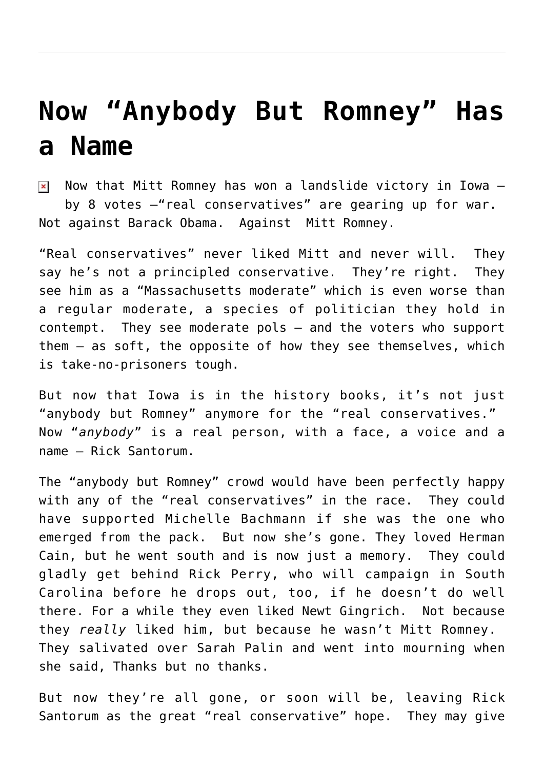# Now “Anybody But Romney” Has a Name

Now that Mitt Romney has won a landslide victory in Iowa – by 8 votes –“real conservatives” are gearing up for war. Not against Barack Obama. Against Mitt Romney.

“Real conservatives” never liked Mitt and never will. They say he’s not a principled conservative. They’re right. They see him as a “Massachusetts moderate” which is even worse than a regular moderate, a species of politician they hold in contempt. They see moderate pols – and the voters who support them – as soft, the opposite of how they see themselves, which is take-no-prisoners tough.

But now that Iowa is in the history books, it’s not just “anybody but Romney” anymore for the “real conservatives.” Now “*anybody*” is a real person, with a face, a voice and a name – Rick Santorum.

The “anybody but Romney” crowd would have been perfectly happy with any of the “real conservatives” in the race. They could have supported Michelle Bachmann if she was the one who emerged from the pack. But now she’s gone. They loved Herman Cain, but he went south and is now just a memory. They could gladly get behind Rick Perry, who will campaign in South Carolina before he drops out, too, if he doesn’t do well there. For a while they even liked Newt Gingrich. Not because they *really* liked him, but because he wasn’t Mitt Romney. They salivated over Sarah Palin and went into mourning when she said, Thanks but no thanks.

But now they’re all gone, or soon will be, leaving Rick Santorum as the great “real conservative” hope. They may give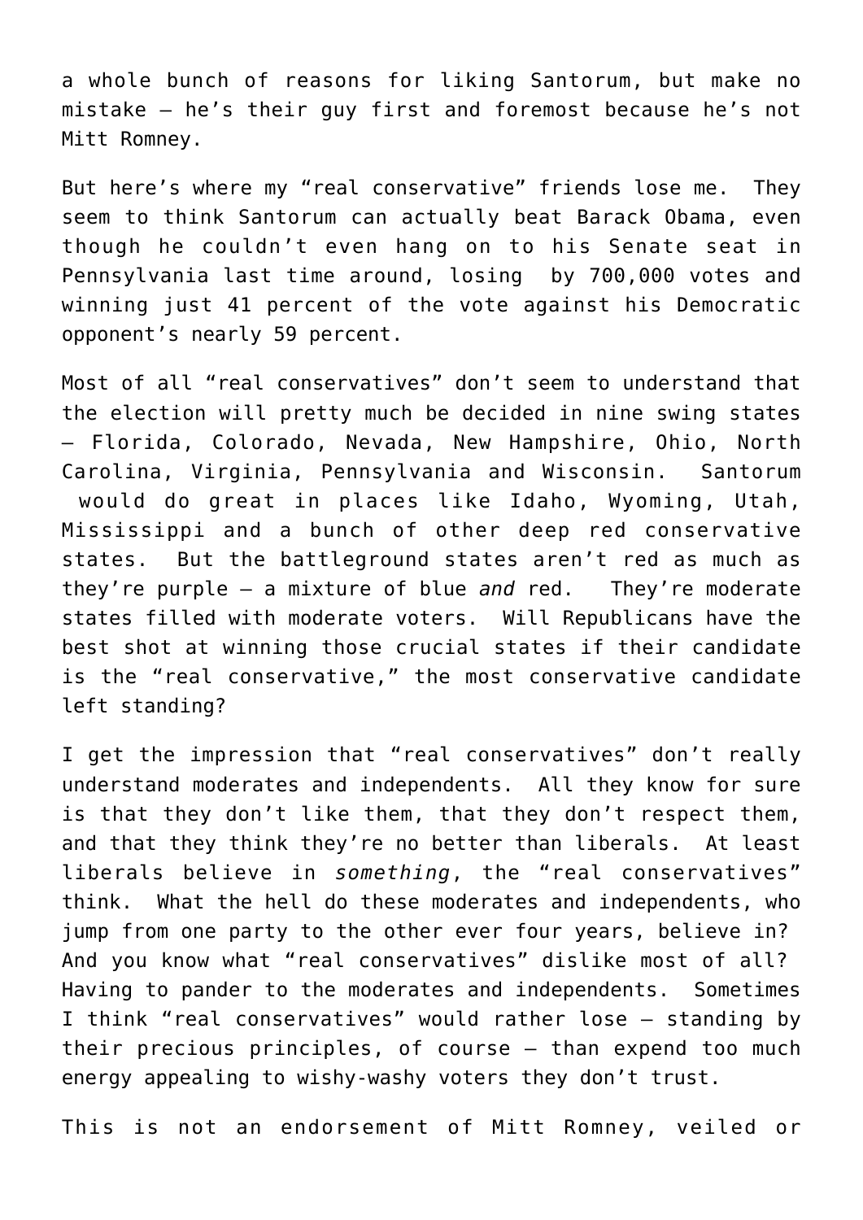a whole bunch of reasons for liking Santorum, but make no mistake – he's their guy first and foremost because he's not Mitt Romney.

But here's where my "real conservative" friends lose me. They seem to think Santorum can actually beat Barack Obama, even though he couldn't even hang on to his Senate seat in Pennsylvania last time around, losing by 700,000 votes and winning just 41 percent of the vote against his Democratic opponent's nearly 59 percent.

Most of all "real conservatives" don't seem to understand that the election will pretty much be decided in nine swing states – Florida, Colorado, Nevada, New Hampshire, Ohio, North Carolina, Virginia, Pennsylvania and Wisconsin. Santorum would do great in places like Idaho, Wyoming, Utah, Mississippi and a bunch of other deep red conservative states. But the battleground states aren't red as much as they're purple – a mixture of blue *and* red. They're moderate states filled with moderate voters. Will Republicans have the best shot at winning those crucial states if their candidate is the "real conservative," the most conservative candidate left standing?

I get the impression that "real conservatives" don't really understand moderates and independents. All they know for sure is that they don't like them, that they don't respect them, and that they think they're no better than liberals. At least liberals believe in *something*, the "real conservatives" think. What the hell do these moderates and independents, who jump from one party to the other ever four years, believe in? And you know what "real conservatives" dislike most of all? Having to pander to the moderates and independents. Sometimes I think "real conservatives" would rather lose – standing by their precious principles, of course – than expend too much energy appealing to wishy-washy voters they don't trust.

This is not an endorsement of Mitt Romney, veiled or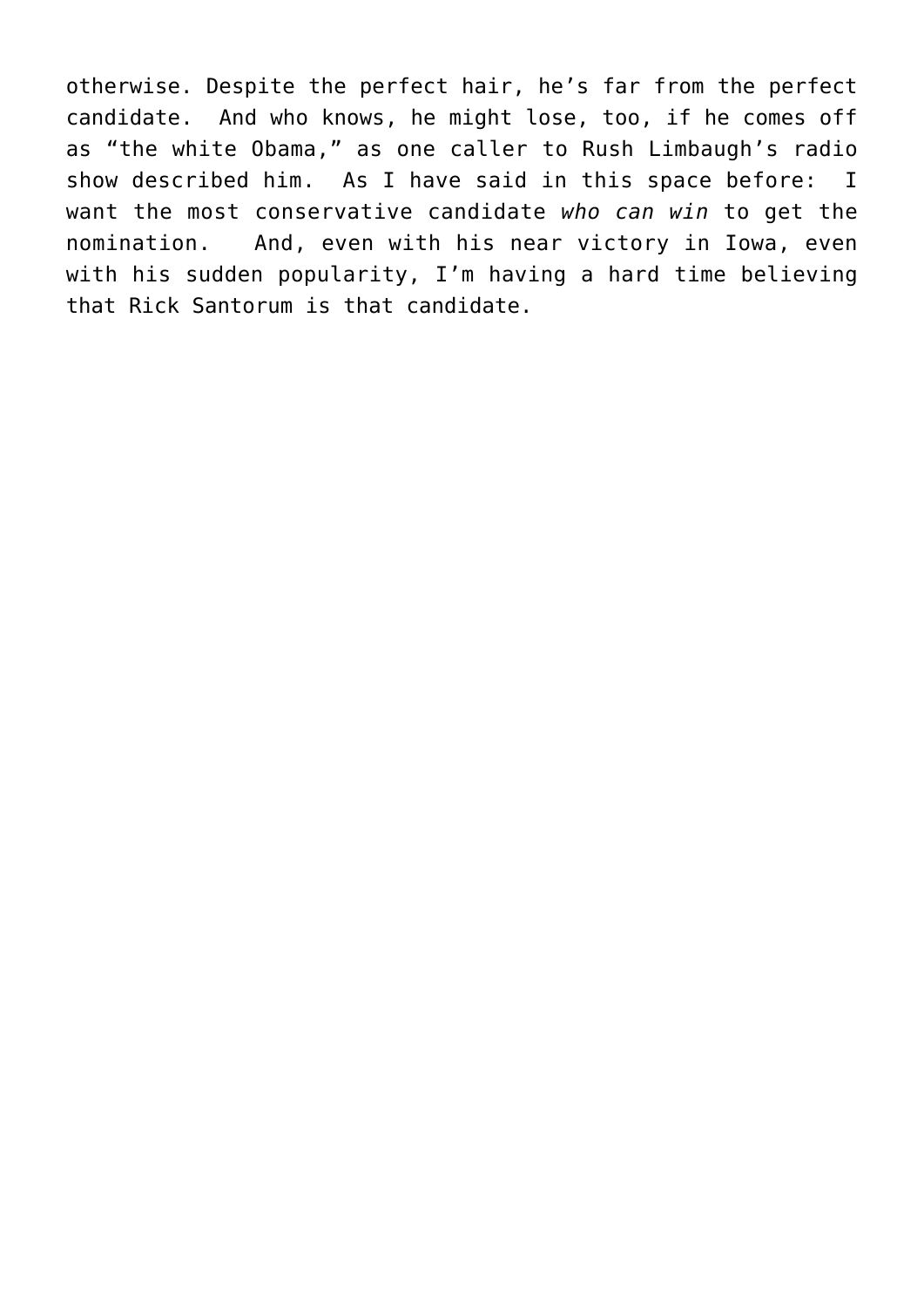otherwise. Despite the perfect hair, he's far from the perfect candidate. And who knows, he might lose, too, if he comes off as "the white Obama," as one caller to Rush Limbaugh's radio show described him. As I have said in this space before: I want the most conservative candidate *who can win* to get the nomination. And, even with his near victory in Iowa, even with his sudden popularity, I'm having a hard time believing that Rick Santorum is that candidate.